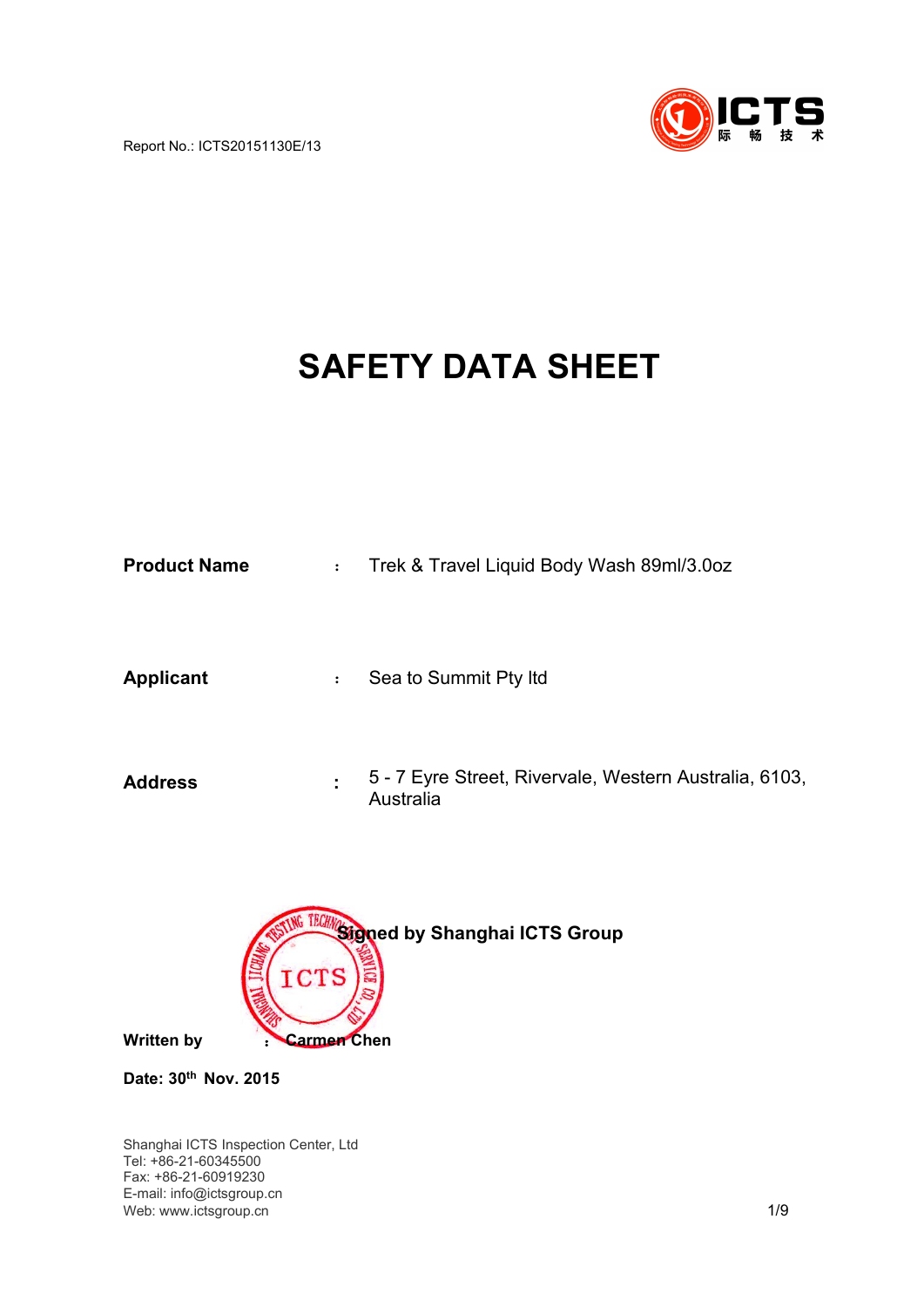Report No.: ICTS20151130E/13

# SAFETY DATA SHEET

**Product Name** : Trek & Travel Liquid Body Wash 89ml/3.0oz

**Applicant** : Sea to Summit Pty ltd

**Address** : 5 - 7 Eyre Street, Rivervale, Western Australia, 6103, Australia

**Signed by Shanghai ICTS Group**

**Written by** : **Carmen Chen**

**Date: 30th Nov. 2015**

Shanghai ICTS Inspection Center, Ltd
Tel: +86-21-60345500
Fax: +86-21-60919230
E-mail: info@ictsgroup.cn
Web: www.ictsgroup.cn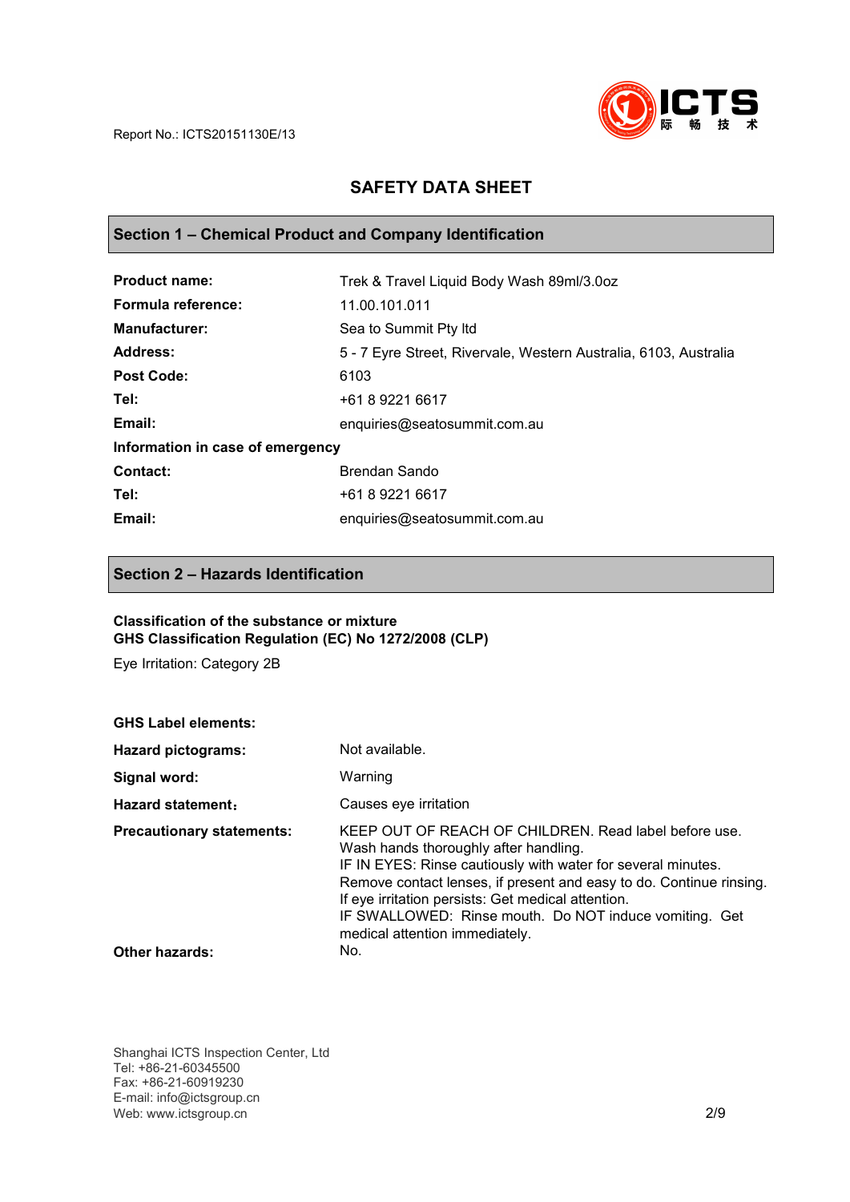Report No.: ICTS20151130E/13

# SAFETY DATA SHEET

## Section 1 – Chemical Product and Company Identification

| | |
|---|---|
| **Product name:** | Trek & Travel Liquid Body Wash 89ml/3.0oz |
| **Formula reference:** | 11.00.101.011 |
| **Manufacturer:** | Sea to Summit Pty ltd |
| **Address:** | 5 - 7 Eyre Street, Rivervale, Western Australia, 6103, Australia |
| **Post Code:** | 6103 |
| **Tel:** | +61 8 9221 6617 |
| **Email:** | enquiries@seatosummit.com.au |

**Information in case of emergency**

| | |
|---|---|
| **Contact:** | Brendan Sando |
| **Tel:** | +61 8 9221 6617 |
| **Email:** | enquiries@seatosummit.com.au |

## Section 2 – Hazards Identification

**Classification of the substance or mixture**
**GHS Classification Regulation (EC) No 1272/2008 (CLP)**

Eye Irritation: Category 2B

**GHS Label elements:**

| | |
|---|---|
| **Hazard pictograms:** | Not available. |
| **Signal word:** | Warning |
| **Hazard statement:** | Causes eye irritation |
| **Precautionary statements:** | KEEP OUT OF REACH OF CHILDREN. Read label before use. Wash hands thoroughly after handling. IF IN EYES: Rinse cautiously with water for several minutes. Remove contact lenses, if present and easy to do. Continue rinsing. If eye irritation persists: Get medical attention. IF SWALLOWED: Rinse mouth. Do NOT induce vomiting. Get medical attention immediately. |
| **Other hazards:** | No. |

Shanghai ICTS Inspection Center, Ltd
Tel: +86-21-60345500
Fax: +86-21-60919230
E-mail: info@ictsgroup.cn
Web: www.ictsgroup.cn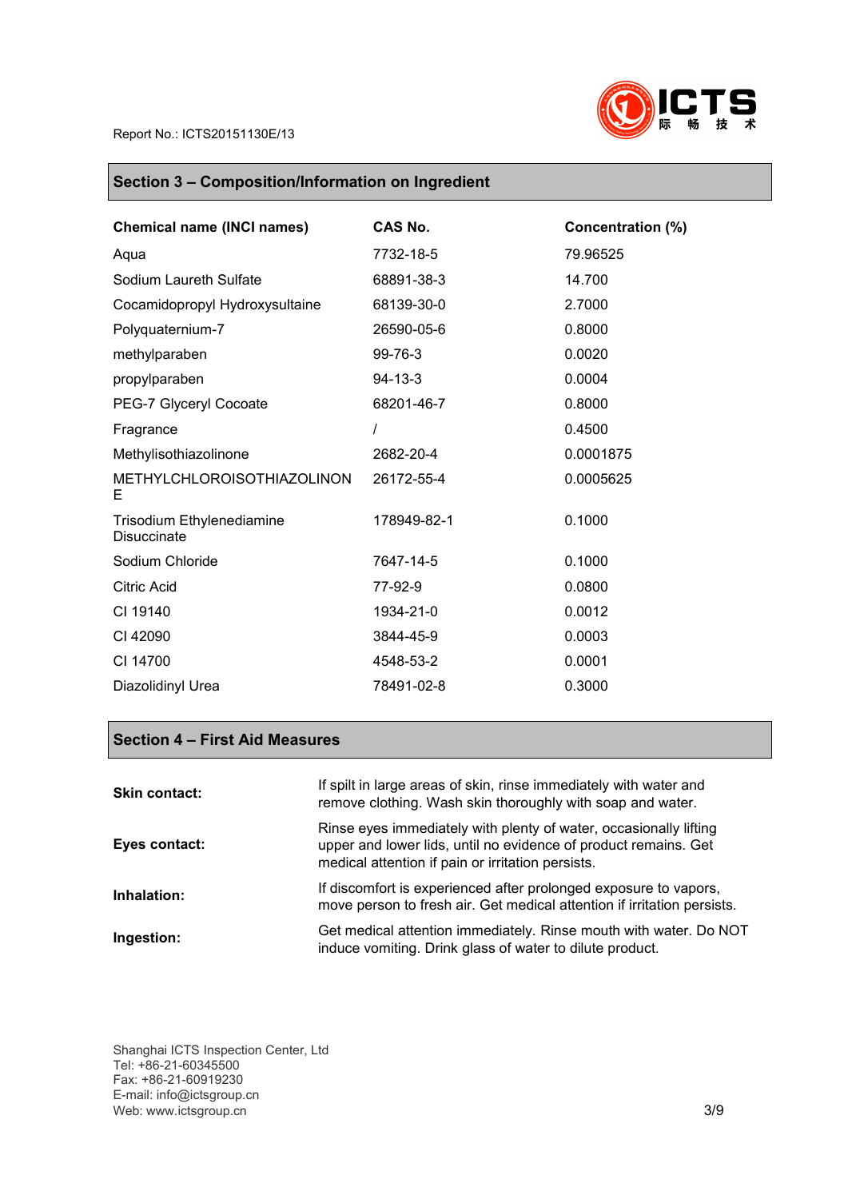## Section 3 – Composition/Information on Ingredient

| Chemical name (INCI names) | CAS No. | Concentration (%) |
|---|---|---|
| Aqua | 7732-18-5 | 79.96525 |
| Sodium Laureth Sulfate | 68891-38-3 | 14.700 |
| Cocamidopropyl Hydroxysultaine | 68139-30-0 | 2.7000 |
| Polyquaternium-7 | 26590-05-6 | 0.8000 |
| methylparaben | 99-76-3 | 0.0020 |
| propylparaben | 94-13-3 | 0.0004 |
| PEG-7 Glyceryl Cocoate | 68201-46-7 | 0.8000 |
| Fragrance | / | 0.4500 |
| Methylisothiazolinone | 2682-20-4 | 0.0001875 |
| METHYLCHLOROISOTHIAZOLINONE | 26172-55-4 | 0.0005625 |
| Trisodium Ethylenediamine Disuccinate | 178949-82-1 | 0.1000 |
| Sodium Chloride | 7647-14-5 | 0.1000 |
| Citric Acid | 77-92-9 | 0.0800 |
| CI 19140 | 1934-21-0 | 0.0012 |
| CI 42090 | 3844-45-9 | 0.0003 |
| CI 14700 | 4548-53-2 | 0.0001 |
| Diazolidinyl Urea | 78491-02-8 | 0.3000 |

## Section 4 – First Aid Measures

| | |
|---|---|
| **Skin contact:** | If spilt in large areas of skin, rinse immediately with water and remove clothing. Wash skin thoroughly with soap and water. |
| **Eyes contact:** | Rinse eyes immediately with plenty of water, occasionally lifting upper and lower lids, until no evidence of product remains. Get medical attention if pain or irritation persists. |
| **Inhalation:** | If discomfort is experienced after prolonged exposure to vapors, move person to fresh air. Get medical attention if irritation persists. |
| **Ingestion:** | Get medical attention immediately. Rinse mouth with water. Do NOT induce vomiting. Drink glass of water to dilute product. |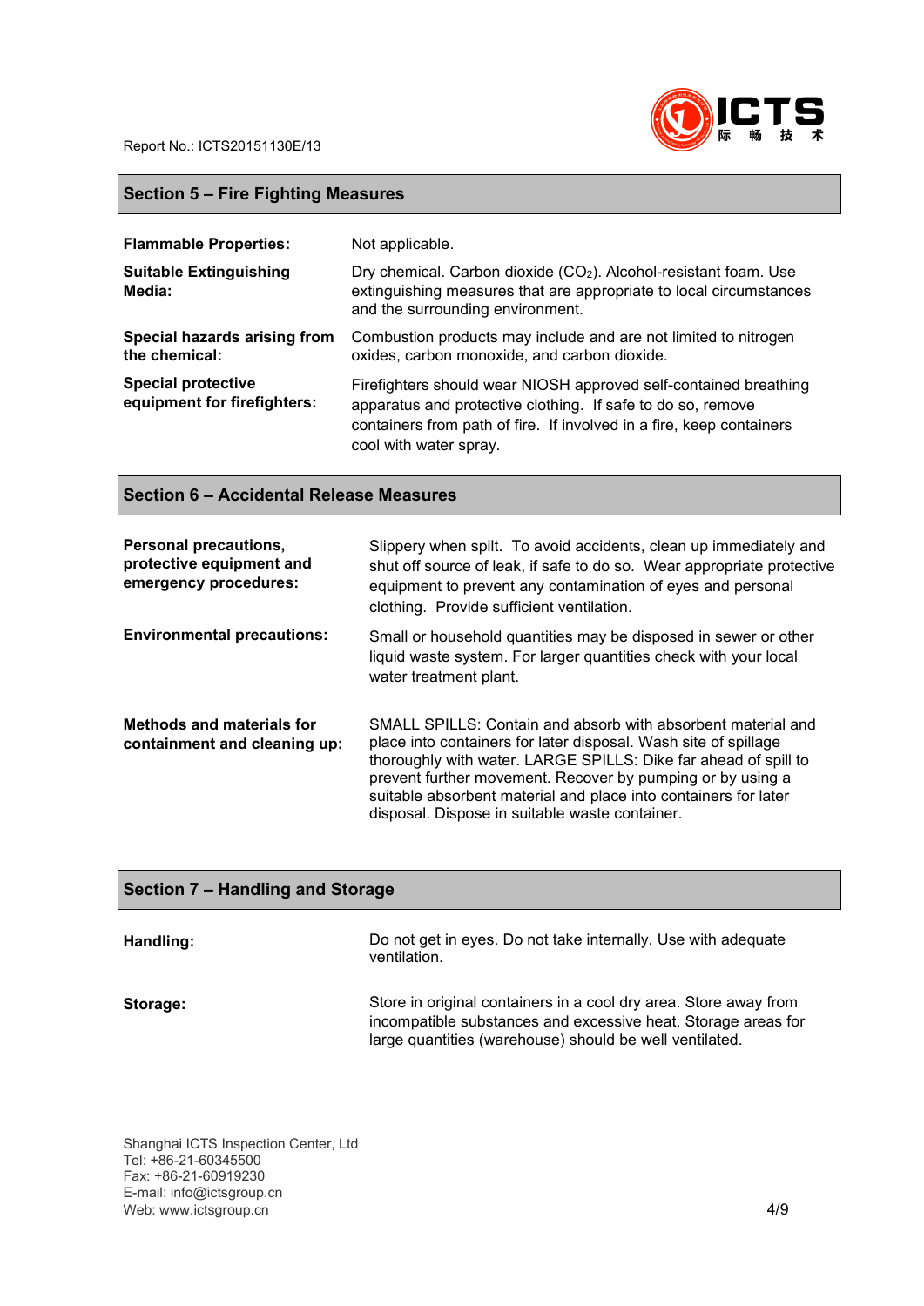## Section 5 – Fire Fighting Measures

| | |
|---|---|
| **Flammable Properties:** | Not applicable. |
| **Suitable Extinguishing Media:** | Dry chemical. Carbon dioxide ($CO_2$). Alcohol-resistant foam. Use extinguishing measures that are appropriate to local circumstances and the surrounding environment. |
| **Special hazards arising from the chemical:** | Combustion products may include and are not limited to nitrogen oxides, carbon monoxide, and carbon dioxide. |
| **Special protective equipment for firefighters:** | Firefighters should wear NIOSH approved self-contained breathing apparatus and protective clothing. If safe to do so, remove containers from path of fire. If involved in a fire, keep containers cool with water spray. |

## Section 6 – Accidental Release Measures

| | |
|---|---|
| **Personal precautions, protective equipment and emergency procedures:** | Slippery when spilt. To avoid accidents, clean up immediately and shut off source of leak, if safe to do so. Wear appropriate protective equipment to prevent any contamination of eyes and personal clothing. Provide sufficient ventilation. |
| **Environmental precautions:** | Small or household quantities may be disposed in sewer or other liquid waste system. For larger quantities check with your local water treatment plant. |
| **Methods and materials for containment and cleaning up:** | SMALL SPILLS: Contain and absorb with absorbent material and place into containers for later disposal. Wash site of spillage thoroughly with water. LARGE SPILLS: Dike far ahead of spill to prevent further movement. Recover by pumping or by using a suitable absorbent material and place into containers for later disposal. Dispose in suitable waste container. |

## Section 7 – Handling and Storage

| | |
|---|---|
| **Handling:** | Do not get in eyes. Do not take internally. Use with adequate ventilation. |
| **Storage:** | Store in original containers in a cool dry area. Store away from incompatible substances and excessive heat. Storage areas for large quantities (warehouse) should be well ventilated. |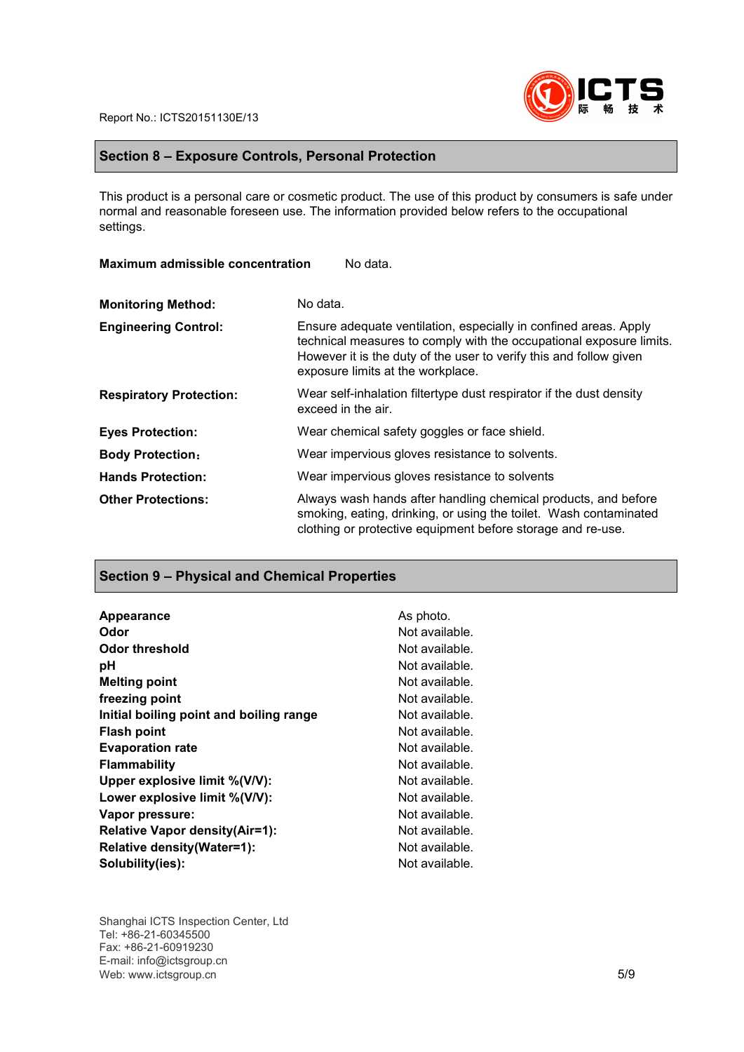## Section 8 – Exposure Controls, Personal Protection

This product is a personal care or cosmetic product. The use of this product by consumers is safe under normal and reasonable foreseen use. The information provided below refers to the occupational settings.

**Maximum admissible concentration** No data.

| | |
|---|---|
| **Monitoring Method:** | No data. |
| **Engineering Control:** | Ensure adequate ventilation, especially in confined areas. Apply technical measures to comply with the occupational exposure limits. However it is the duty of the user to verify this and follow given exposure limits at the workplace. |
| **Respiratory Protection:** | Wear self-inhalation filtertype dust respirator if the dust density exceed in the air. |
| **Eyes Protection:** | Wear chemical safety goggles or face shield. |
| **Body Protection：** | Wear impervious gloves resistance to solvents. |
| **Hands Protection:** | Wear impervious gloves resistance to solvents |
| **Other Protections:** | Always wash hands after handling chemical products, and before smoking, eating, drinking, or using the toilet. Wash contaminated clothing or protective equipment before storage and re-use. |

## Section 9 – Physical and Chemical Properties

| | |
|---|---|
| **Appearance** | As photo. |
| **Odor** | Not available. |
| **Odor threshold** | Not available. |
| **pH** | Not available. |
| **Melting point** | Not available. |
| **freezing point** | Not available. |
| **Initial boiling point and boiling range** | Not available. |
| **Flash point** | Not available. |
| **Evaporation rate** | Not available. |
| **Flammability** | Not available. |
| **Upper explosive limit %(V/V):** | Not available. |
| **Lower explosive limit %(V/V):** | Not available. |
| **Vapor pressure:** | Not available. |
| **Relative Vapor density(Air=1):** | Not available. |
| **Relative density(Water=1):** | Not available. |
| **Solubility(ies):** | Not available. |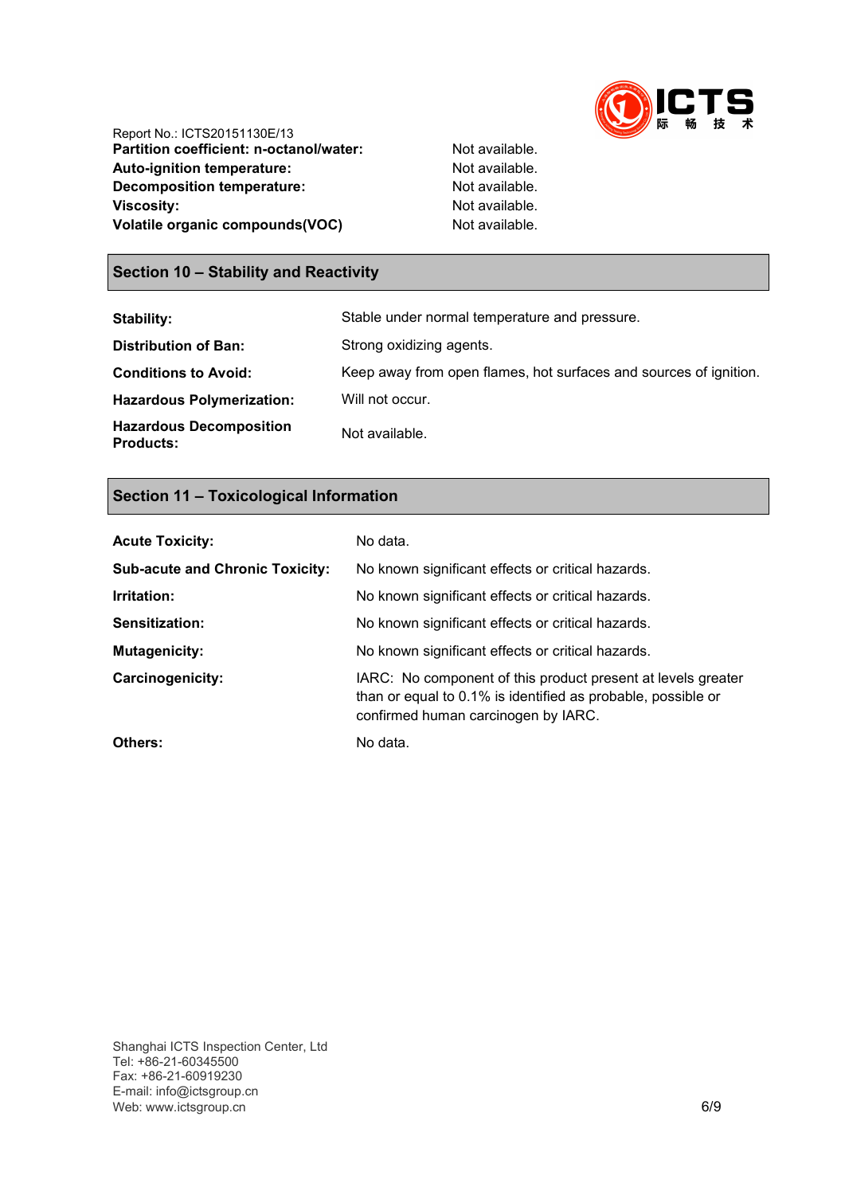Report No.: ICTS20151130E/13

| | |
|---|---|
| **Partition coefficient: n-octanol/water:** | Not available. |
| **Auto-ignition temperature:** | Not available. |
| **Decomposition temperature:** | Not available. |
| **Viscosity:** | Not available. |
| **Volatile organic compounds(VOC)** | Not available. |

## Section 10 – Stability and Reactivity

| | |
|---|---|
| **Stability:** | Stable under normal temperature and pressure. |
| **Distribution of Ban:** | Strong oxidizing agents. |
| **Conditions to Avoid:** | Keep away from open flames, hot surfaces and sources of ignition. |
| **Hazardous Polymerization:** | Will not occur. |
| **Hazardous Decomposition Products:** | Not available. |

## Section 11 – Toxicological Information

| | |
|---|---|
| **Acute Toxicity:** | No data. |
| **Sub-acute and Chronic Toxicity:** | No known significant effects or critical hazards. |
| **Irritation:** | No known significant effects or critical hazards. |
| **Sensitization:** | No known significant effects or critical hazards. |
| **Mutagenicity:** | No known significant effects or critical hazards. |
| **Carcinogenicity:** | IARC: No component of this product present at levels greater than or equal to 0.1% is identified as probable, possible or confirmed human carcinogen by IARC. |
| **Others:** | No data. |

Shanghai ICTS Inspection Center, Ltd
Tel: +86-21-60345500
Fax: +86-21-60919230
E-mail: info@ictsgroup.cn
Web: www.ictsgroup.cn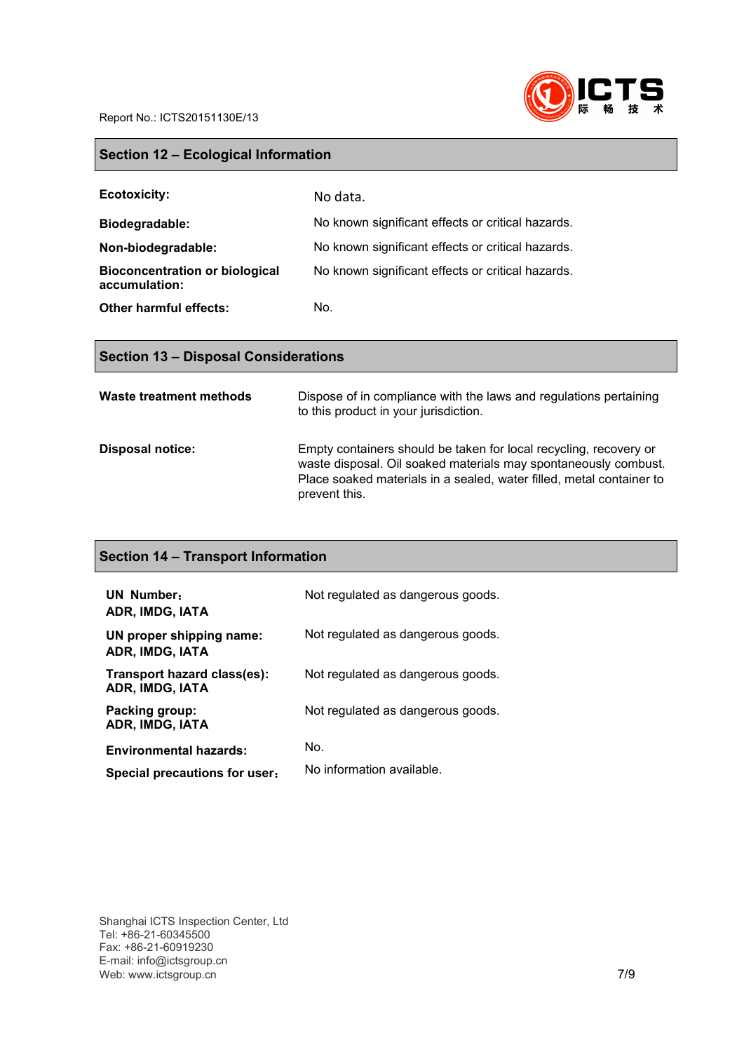## Section 12 – Ecological Information

| | |
|---|---|
| **Ecotoxicity:** | No data. |
| **Biodegradable:** | No known significant effects or critical hazards. |
| **Non-biodegradable:** | No known significant effects or critical hazards. |
| **Bioconcentration or biological accumulation:** | No known significant effects or critical hazards. |
| **Other harmful effects:** | No. |

## Section 13 – Disposal Considerations

| | |
|---|---|
| **Waste treatment methods** | Dispose of in compliance with the laws and regulations pertaining to this product in your jurisdiction. |
| **Disposal notice:** | Empty containers should be taken for local recycling, recovery or waste disposal. Oil soaked materials may spontaneously combust. Place soaked materials in a sealed, water filled, metal container to prevent this. |

## Section 14 – Transport Information

| | |
|---|---|
| **UN Number：**<br>**ADR, IMDG, IATA** | Not regulated as dangerous goods. |
| **UN proper shipping name:**<br>**ADR, IMDG, IATA** | Not regulated as dangerous goods. |
| **Transport hazard class(es):**<br>**ADR, IMDG, IATA** | Not regulated as dangerous goods. |
| **Packing group:**<br>**ADR, IMDG, IATA** | Not regulated as dangerous goods. |
| **Environmental hazards:** | No. |
| **Special precautions for user：** | No information available. |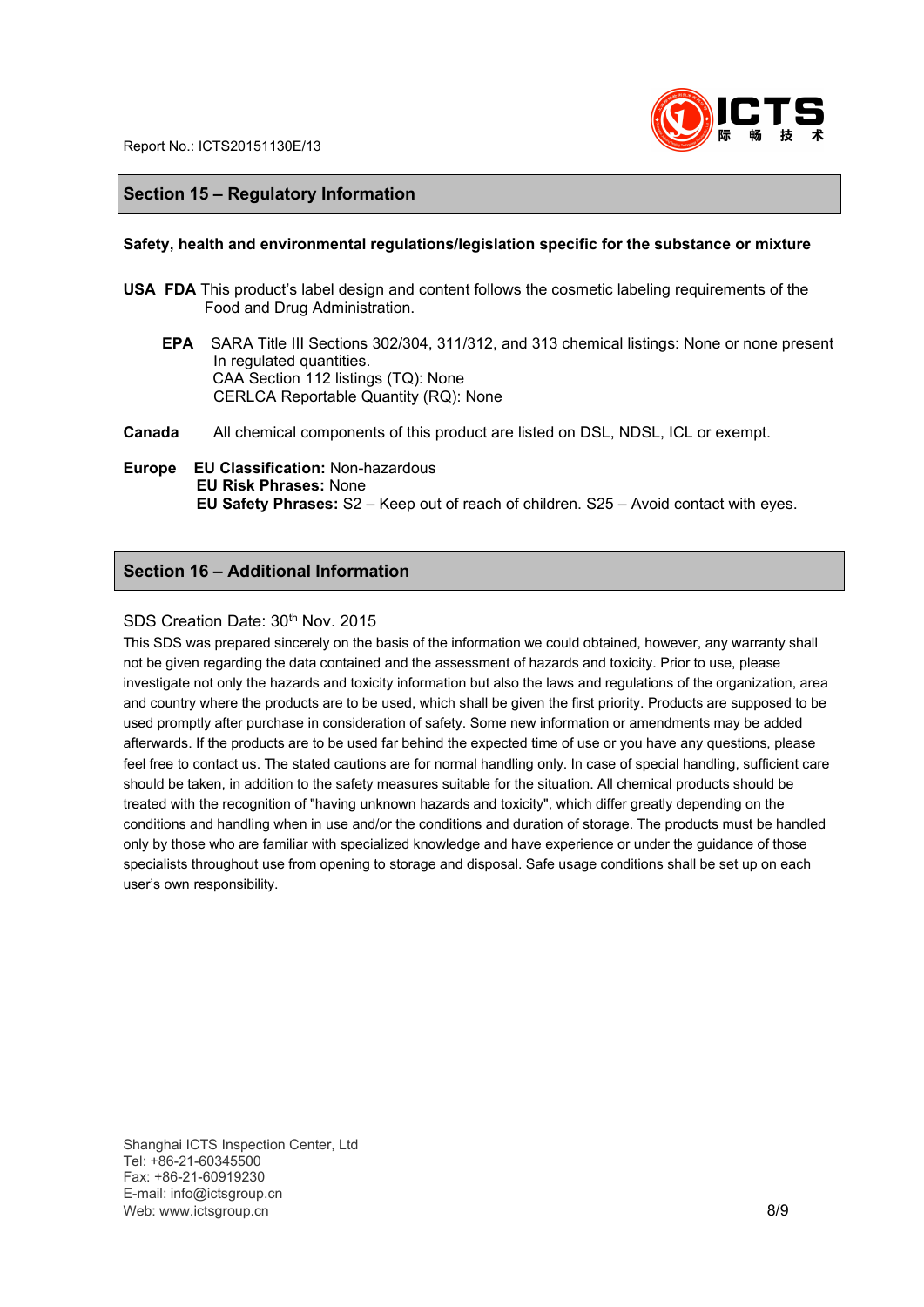## Section 15 – Regulatory Information

**Safety, health and environmental regulations/legislation specific for the substance or mixture**

**USA FDA** This product's label design and content follows the cosmetic labeling requirements of the Food and Drug Administration.

**EPA** SARA Title III Sections 302/304, 311/312, and 313 chemical listings: None or none present In regulated quantities.
CAA Section 112 listings (TQ): None
CERLCA Reportable Quantity (RQ): None

**Canada** All chemical components of this product are listed on DSL, NDSL, ICL or exempt.

**Europe** **EU Classification:** Non-hazardous
**EU Risk Phrases:** None
**EU Safety Phrases:** S2 – Keep out of reach of children. S25 – Avoid contact with eyes.

## Section 16 – Additional Information

SDS Creation Date: 30th Nov. 2015

This SDS was prepared sincerely on the basis of the information we could obtained, however, any warranty shall not be given regarding the data contained and the assessment of hazards and toxicity. Prior to use, please investigate not only the hazards and toxicity information but also the laws and regulations of the organization, area and country where the products are to be used, which shall be given the first priority. Products are supposed to be used promptly after purchase in consideration of safety. Some new information or amendments may be added afterwards. If the products are to be used far behind the expected time of use or you have any questions, please feel free to contact us. The stated cautions are for normal handling only. In case of special handling, sufficient care should be taken, in addition to the safety measures suitable for the situation. All chemical products should be treated with the recognition of "having unknown hazards and toxicity", which differ greatly depending on the conditions and handling when in use and/or the conditions and duration of storage. The products must be handled only by those who are familiar with specialized knowledge and have experience or under the guidance of those specialists throughout use from opening to storage and disposal. Safe usage conditions shall be set up on each user's own responsibility.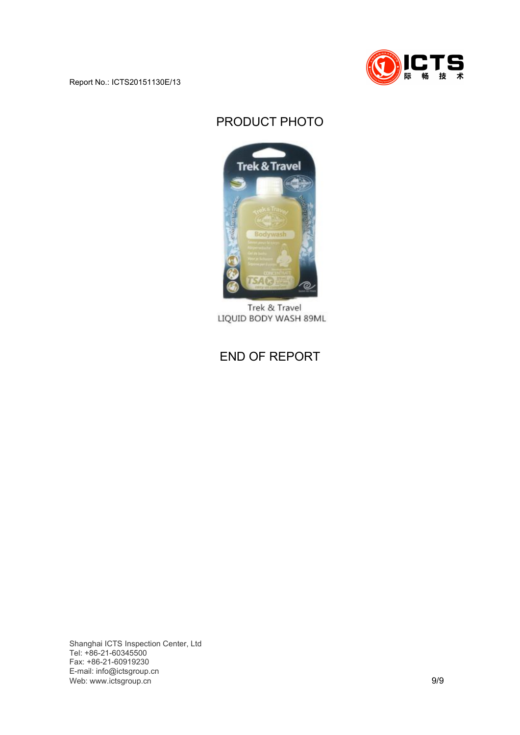# PRODUCT PHOTO

Trek & Travel
LIQUID BODY WASH 89ML

# END OF REPORT

Shanghai ICTS Inspection Center, Ltd
Tel: +86-21-60345500
Fax: +86-21-60919230
E-mail: info@ictsgroup.cn
Web: www.ictsgroup.cn